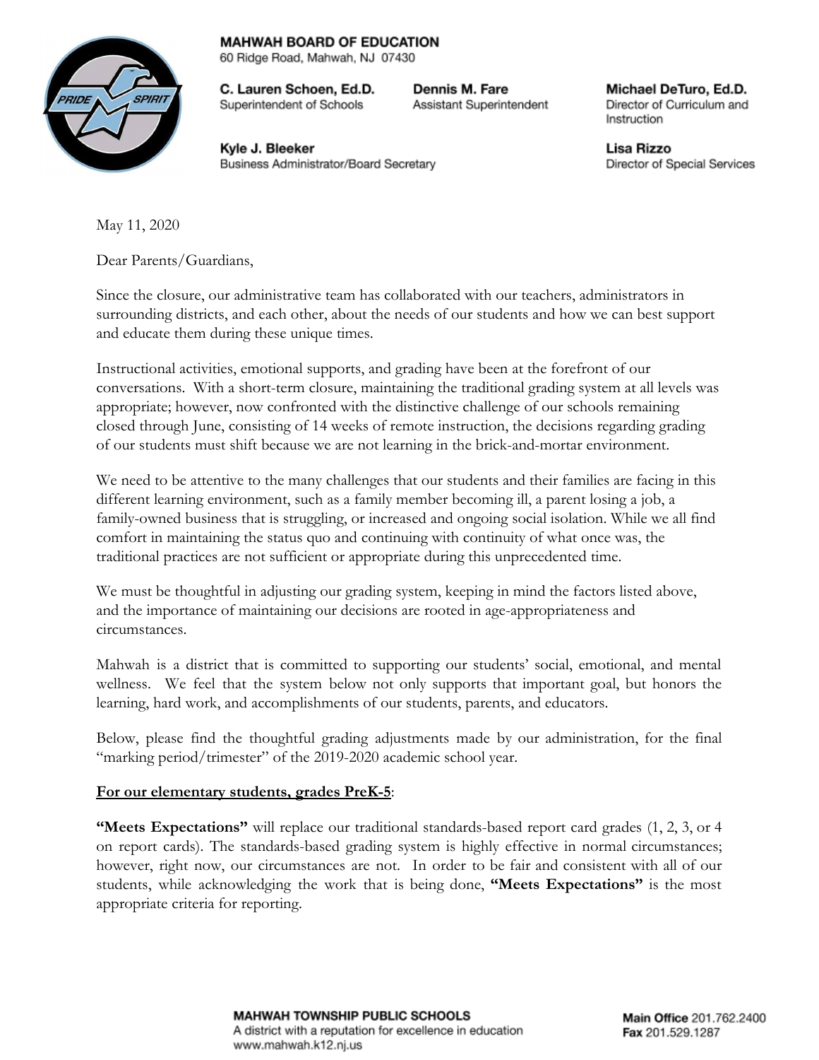**MAHWAH BOARD OF EDUCATION**
60 Ridge Road, Mahwah, NJ 07430

**C. Lauren Schoen, Ed.D.**
Superintendent of Schools

**Dennis M. Fare**
Assistant Superintendent

**Michael DeTuro, Ed.D.**
Director of Curriculum and Instruction

**Kyle J. Bleeker**
Business Administrator/Board Secretary

**Lisa Rizzo**
Director of Special Services

May 11, 2020

Dear Parents/Guardians,

Since the closure, our administrative team has collaborated with our teachers, administrators in surrounding districts, and each other, about the needs of our students and how we can best support and educate them during these unique times.

Instructional activities, emotional supports, and grading have been at the forefront of our conversations. With a short-term closure, maintaining the traditional grading system at all levels was appropriate; however, now confronted with the distinctive challenge of our schools remaining closed through June, consisting of 14 weeks of remote instruction, the decisions regarding grading of our students must shift because we are not learning in the brick-and-mortar environment.

We need to be attentive to the many challenges that our students and their families are facing in this different learning environment, such as a family member becoming ill, a parent losing a job, a family-owned business that is struggling, or increased and ongoing social isolation. While we all find comfort in maintaining the status quo and continuing with continuity of what once was, the traditional practices are not sufficient or appropriate during this unprecedented time.

We must be thoughtful in adjusting our grading system, keeping in mind the factors listed above, and the importance of maintaining our decisions are rooted in age-appropriateness and circumstances.

Mahwah is a district that is committed to supporting our students' social, emotional, and mental wellness. We feel that the system below not only supports that important goal, but honors the learning, hard work, and accomplishments of our students, parents, and educators.

Below, please find the thoughtful grading adjustments made by our administration, for the final "marking period/trimester" of the 2019-2020 academic school year.

**For our elementary students, grades PreK-5**:

**"Meets Expectations"** will replace our traditional standards-based report card grades (1, 2, 3, or 4 on report cards). The standards-based grading system is highly effective in normal circumstances; however, right now, our circumstances are not. In order to be fair and consistent with all of our students, while acknowledging the work that is being done, **"Meets Expectations"** is the most appropriate criteria for reporting.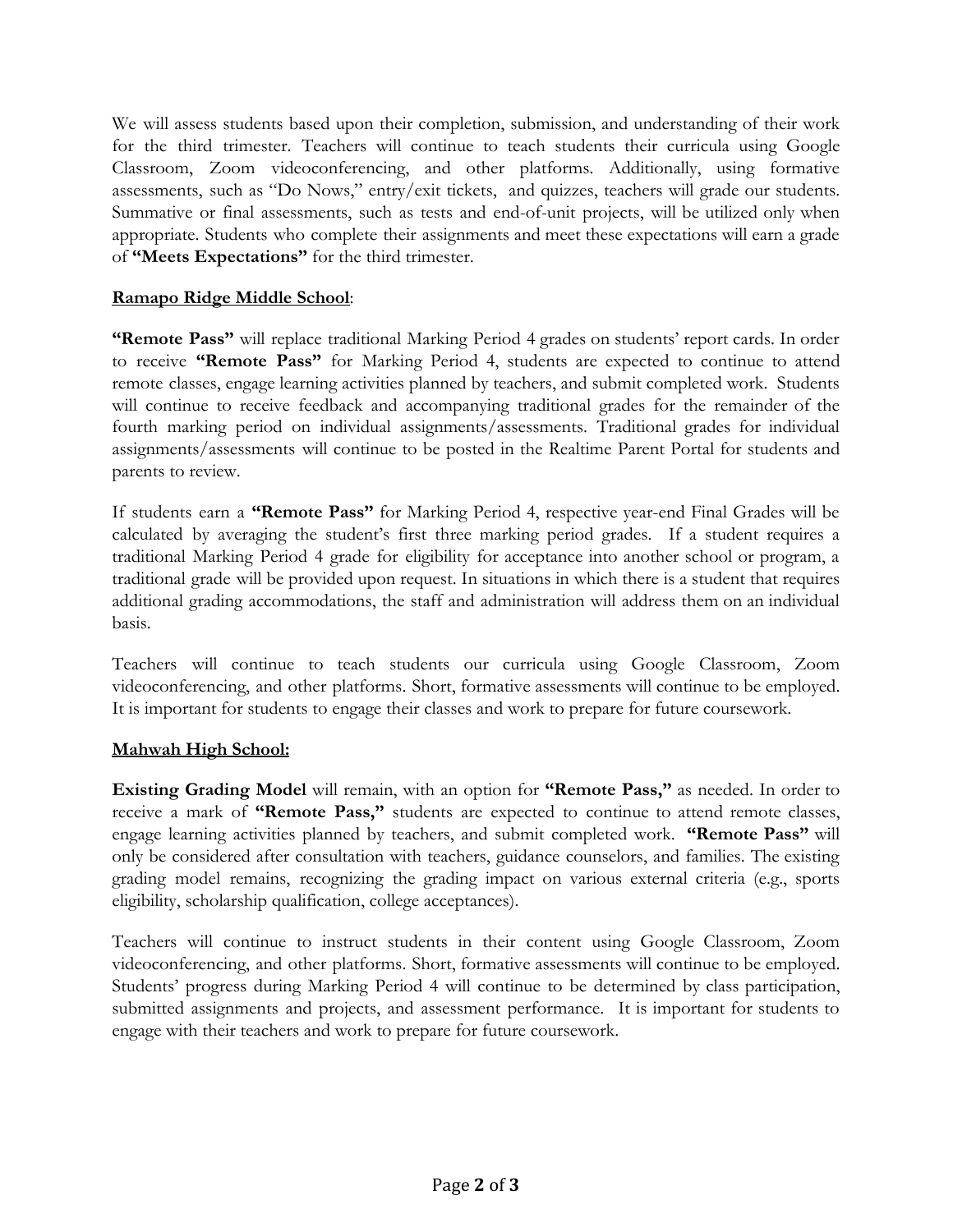We will assess students based upon their completion, submission, and understanding of their work for the third trimester. Teachers will continue to teach students their curricula using Google Classroom, Zoom videoconferencing, and other platforms. Additionally, using formative assessments, such as "Do Nows," entry/exit tickets, and quizzes, teachers will grade our students. Summative or final assessments, such as tests and end-of-unit projects, will be utilized only when appropriate. Students who complete their assignments and meet these expectations will earn a grade of **"Meets Expectations"** for the third trimester.

**<u>Ramapo Ridge Middle School</u>**:

**"Remote Pass"** will replace traditional Marking Period 4 grades on students' report cards. In order to receive **"Remote Pass"** for Marking Period 4, students are expected to continue to attend remote classes, engage learning activities planned by teachers, and submit completed work. Students will continue to receive feedback and accompanying traditional grades for the remainder of the fourth marking period on individual assignments/assessments. Traditional grades for individual assignments/assessments will continue to be posted in the Realtime Parent Portal for students and parents to review.

If students earn a **"Remote Pass"** for Marking Period 4, respective year-end Final Grades will be calculated by averaging the student's first three marking period grades. If a student requires a traditional Marking Period 4 grade for eligibility for acceptance into another school or program, a traditional grade will be provided upon request. In situations in which there is a student that requires additional grading accommodations, the staff and administration will address them on an individual basis.

Teachers will continue to teach students our curricula using Google Classroom, Zoom videoconferencing, and other platforms. Short, formative assessments will continue to be employed. It is important for students to engage their classes and work to prepare for future coursework.

**<u>Mahwah High School:</u>**

**Existing Grading Model** will remain, with an option for **"Remote Pass,"** as needed. In order to receive a mark of **"Remote Pass,"** students are expected to continue to attend remote classes, engage learning activities planned by teachers, and submit completed work. **"Remote Pass"** will only be considered after consultation with teachers, guidance counselors, and families. The existing grading model remains, recognizing the grading impact on various external criteria (e.g., sports eligibility, scholarship qualification, college acceptances).

Teachers will continue to instruct students in their content using Google Classroom, Zoom videoconferencing, and other platforms. Short, formative assessments will continue to be employed. Students' progress during Marking Period 4 will continue to be determined by class participation, submitted assignments and projects, and assessment performance. It is important for students to engage with their teachers and work to prepare for future coursework.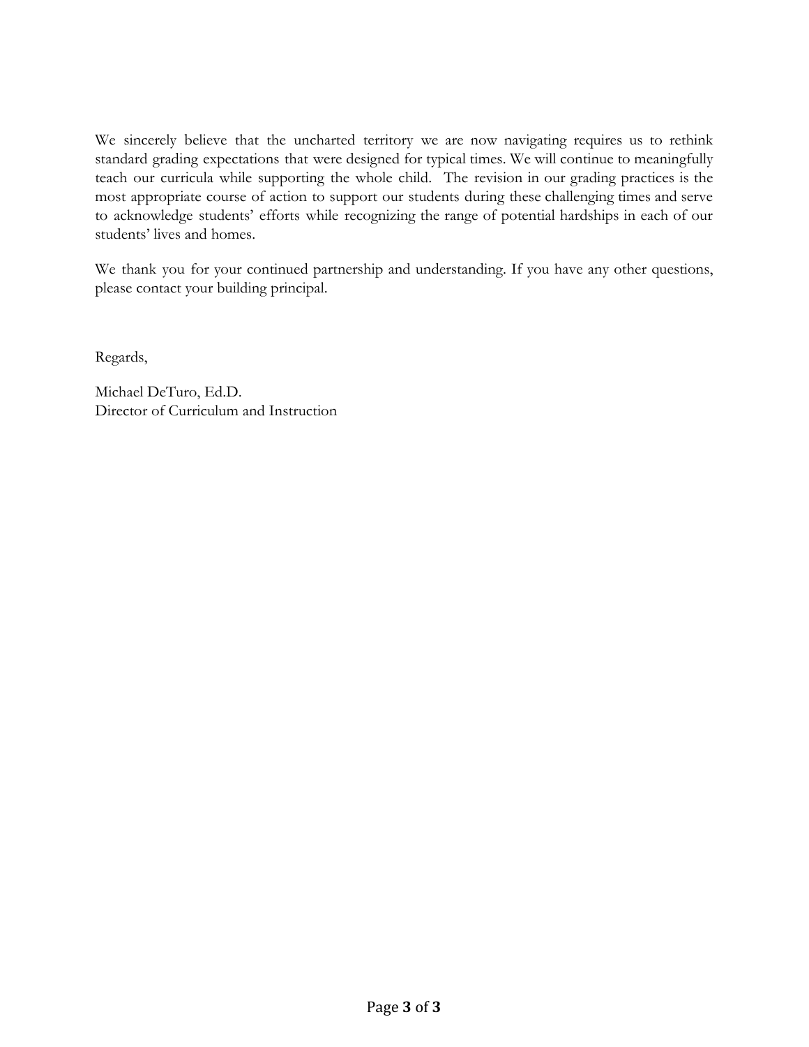We sincerely believe that the uncharted territory we are now navigating requires us to rethink standard grading expectations that were designed for typical times. We will continue to meaningfully teach our curricula while supporting the whole child. The revision in our grading practices is the most appropriate course of action to support our students during these challenging times and serve to acknowledge students' efforts while recognizing the range of potential hardships in each of our students' lives and homes.

We thank you for your continued partnership and understanding. If you have any other questions, please contact your building principal.

Regards,

Michael DeTuro, Ed.D.
Director of Curriculum and Instruction